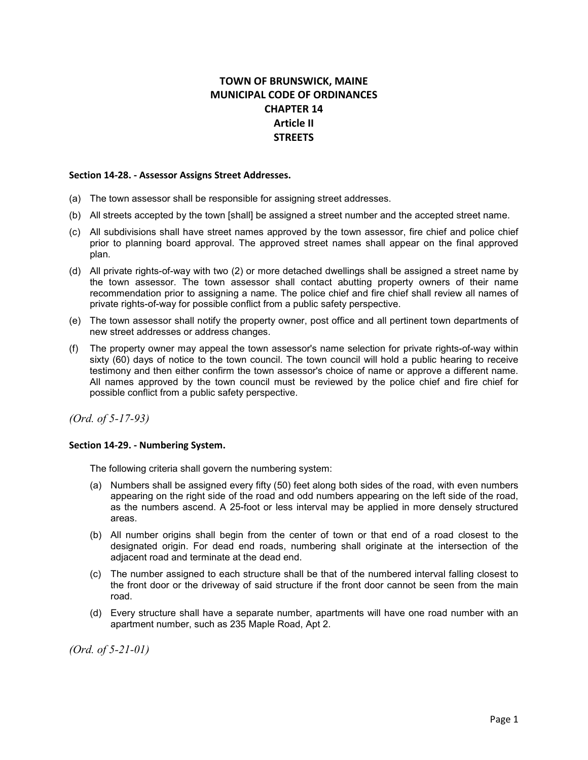# TOWN OF BRUNSWICK, MAINE
# MUNICIPAL CODE OF ORDINANCES
# CHAPTER 14
# Article II
# STREETS

### Section 14-28. - Assessor Assigns Street Addresses.

(a) The town assessor shall be responsible for assigning street addresses.

(b) All streets accepted by the town [shall] be assigned a street number and the accepted street name.

(c) All subdivisions shall have street names approved by the town assessor, fire chief and police chief prior to planning board approval. The approved street names shall appear on the final approved plan.

(d) All private rights-of-way with two (2) or more detached dwellings shall be assigned a street name by the town assessor. The town assessor shall contact abutting property owners of their name recommendation prior to assigning a name. The police chief and fire chief shall review all names of private rights-of-way for possible conflict from a public safety perspective.

(e) The town assessor shall notify the property owner, post office and all pertinent town departments of new street addresses or address changes.

(f) The property owner may appeal the town assessor's name selection for private rights-of-way within sixty (60) days of notice to the town council. The town council will hold a public hearing to receive testimony and then either confirm the town assessor's choice of name or approve a different name. All names approved by the town council must be reviewed by the police chief and fire chief for possible conflict from a public safety perspective.

*(Ord. of 5-17-93)*

### Section 14-29. - Numbering System.

The following criteria shall govern the numbering system:

(a) Numbers shall be assigned every fifty (50) feet along both sides of the road, with even numbers appearing on the right side of the road and odd numbers appearing on the left side of the road, as the numbers ascend. A 25-foot or less interval may be applied in more densely structured areas.

(b) All number origins shall begin from the center of town or that end of a road closest to the designated origin. For dead end roads, numbering shall originate at the intersection of the adjacent road and terminate at the dead end.

(c) The number assigned to each structure shall be that of the numbered interval falling closest to the front door or the driveway of said structure if the front door cannot be seen from the main road.

(d) Every structure shall have a separate number, apartments will have one road number with an apartment number, such as 235 Maple Road, Apt 2.

*(Ord. of 5-21-01)*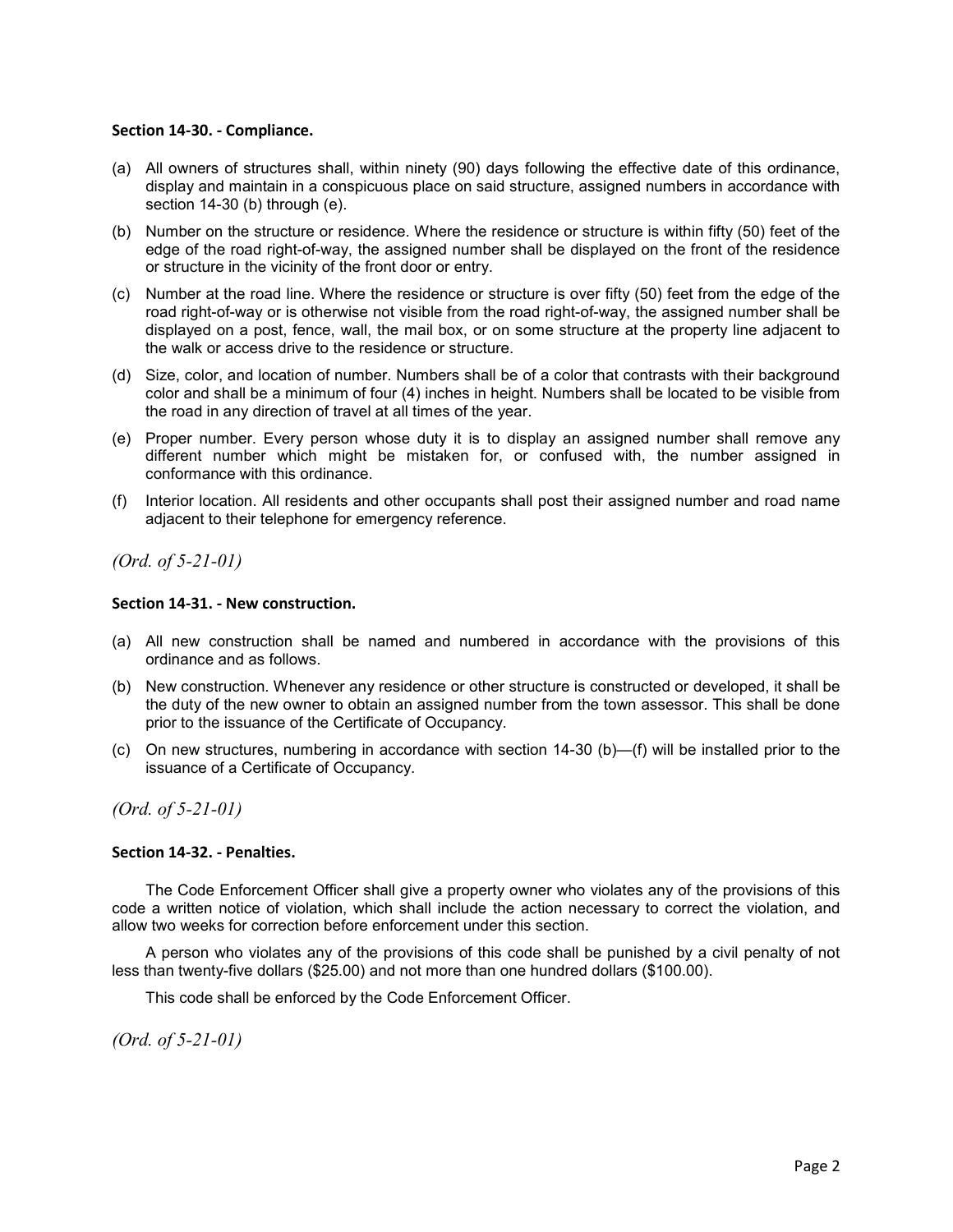**Section 14-30. - Compliance.**

(a) All owners of structures shall, within ninety (90) days following the effective date of this ordinance, display and maintain in a conspicuous place on said structure, assigned numbers in accordance with section 14-30 (b) through (e).

(b) Number on the structure or residence. Where the residence or structure is within fifty (50) feet of the edge of the road right-of-way, the assigned number shall be displayed on the front of the residence or structure in the vicinity of the front door or entry.

(c) Number at the road line. Where the residence or structure is over fifty (50) feet from the edge of the road right-of-way or is otherwise not visible from the road right-of-way, the assigned number shall be displayed on a post, fence, wall, the mail box, or on some structure at the property line adjacent to the walk or access drive to the residence or structure.

(d) Size, color, and location of number. Numbers shall be of a color that contrasts with their background color and shall be a minimum of four (4) inches in height. Numbers shall be located to be visible from the road in any direction of travel at all times of the year.

(e) Proper number. Every person whose duty it is to display an assigned number shall remove any different number which might be mistaken for, or confused with, the number assigned in conformance with this ordinance.

(f) Interior location. All residents and other occupants shall post their assigned number and road name adjacent to their telephone for emergency reference.

*(Ord. of 5-21-01)*

**Section 14-31. - New construction.**

(a) All new construction shall be named and numbered in accordance with the provisions of this ordinance and as follows.

(b) New construction. Whenever any residence or other structure is constructed or developed, it shall be the duty of the new owner to obtain an assigned number from the town assessor. This shall be done prior to the issuance of the Certificate of Occupancy.

(c) On new structures, numbering in accordance with section 14-30 (b)—(f) will be installed prior to the issuance of a Certificate of Occupancy.

*(Ord. of 5-21-01)*

**Section 14-32. - Penalties.**

The Code Enforcement Officer shall give a property owner who violates any of the provisions of this code a written notice of violation, which shall include the action necessary to correct the violation, and allow two weeks for correction before enforcement under this section.

A person who violates any of the provisions of this code shall be punished by a civil penalty of not less than twenty-five dollars ($25.00) and not more than one hundred dollars ($100.00).

This code shall be enforced by the Code Enforcement Officer.

*(Ord. of 5-21-01)*